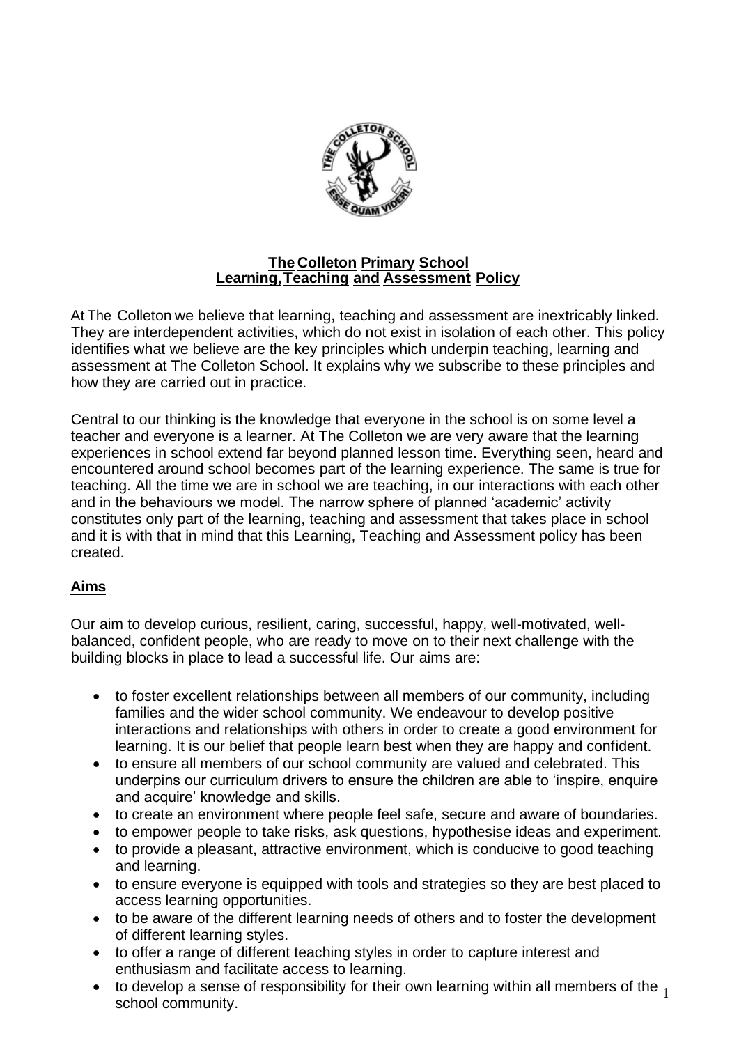# The Colleton Primary School
# Learning, Teaching and Assessment Policy

At The Colleton we believe that learning, teaching and assessment are inextricably linked. They are interdependent activities, which do not exist in isolation of each other. This policy identifies what we believe are the key principles which underpin teaching, learning and assessment at The Colleton School. It explains why we subscribe to these principles and how they are carried out in practice.

Central to our thinking is the knowledge that everyone in the school is on some level a teacher and everyone is a learner. At The Colleton we are very aware that the learning experiences in school extend far beyond planned lesson time. Everything seen, heard and encountered around school becomes part of the learning experience. The same is true for teaching. All the time we are in school we are teaching, in our interactions with each other and in the behaviours we model. The narrow sphere of planned 'academic' activity constitutes only part of the learning, teaching and assessment that takes place in school and it is with that in mind that this Learning, Teaching and Assessment policy has been created.

## Aims

Our aim to develop curious, resilient, caring, successful, happy, well-motivated, well-balanced, confident people, who are ready to move on to their next challenge with the building blocks in place to lead a successful life. Our aims are:

- to foster excellent relationships between all members of our community, including families and the wider school community. We endeavour to develop positive interactions and relationships with others in order to create a good environment for learning. It is our belief that people learn best when they are happy and confident.
- to ensure all members of our school community are valued and celebrated. This underpins our curriculum drivers to ensure the children are able to 'inspire, enquire and acquire' knowledge and skills.
- to create an environment where people feel safe, secure and aware of boundaries.
- to empower people to take risks, ask questions, hypothesise ideas and experiment.
- to provide a pleasant, attractive environment, which is conducive to good teaching and learning.
- to ensure everyone is equipped with tools and strategies so they are best placed to access learning opportunities.
- to be aware of the different learning needs of others and to foster the development of different learning styles.
- to offer a range of different teaching styles in order to capture interest and enthusiasm and facilitate access to learning.
- to develop a sense of responsibility for their own learning within all members of the school community.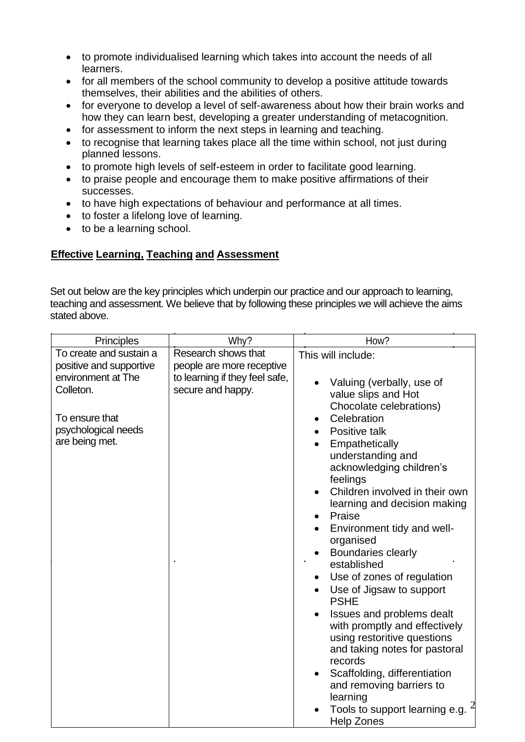- to promote individualised learning which takes into account the needs of all learners.
- for all members of the school community to develop a positive attitude towards themselves, their abilities and the abilities of others.
- for everyone to develop a level of self-awareness about how their brain works and how they can learn best, developing a greater understanding of metacognition.
- for assessment to inform the next steps in learning and teaching.
- to recognise that learning takes place all the time within school, not just during planned lessons.
- to promote high levels of self-esteem in order to facilitate good learning.
- to praise people and encourage them to make positive affirmations of their successes.
- to have high expectations of behaviour and performance at all times.
- to foster a lifelong love of learning.
- to be a learning school.

## Effective Learning, Teaching and Assessment

Set out below are the key principles which underpin our practice and our approach to learning, teaching and assessment. We believe that by following these principles we will achieve the aims stated above.

| Principles | Why? | How? |
|---|---|---|
| To create and sustain a positive and supportive environment at The Colleton.<br><br>To ensure that psychological needs are being met. | Research shows that people are more receptive to learning if they feel safe, secure and happy. | This will include:<br><br>• Valuing (verbally, use of value slips and Hot Chocolate celebrations)<br>• Celebration<br>• Positive talk<br>• Empathetically understanding and acknowledging children's feelings<br>• Children involved in their own learning and decision making<br>• Praise<br>• Environment tidy and well-organised<br>• Boundaries clearly established<br>• Use of zones of regulation<br>• Use of Jigsaw to support PSHE<br>• Issues and problems dealt with promptly and effectively using restoritive questions and taking notes for pastoral records<br>• Scaffolding, differentiation and removing barriers to learning<br>• Tools to support learning e.g. Help Zones |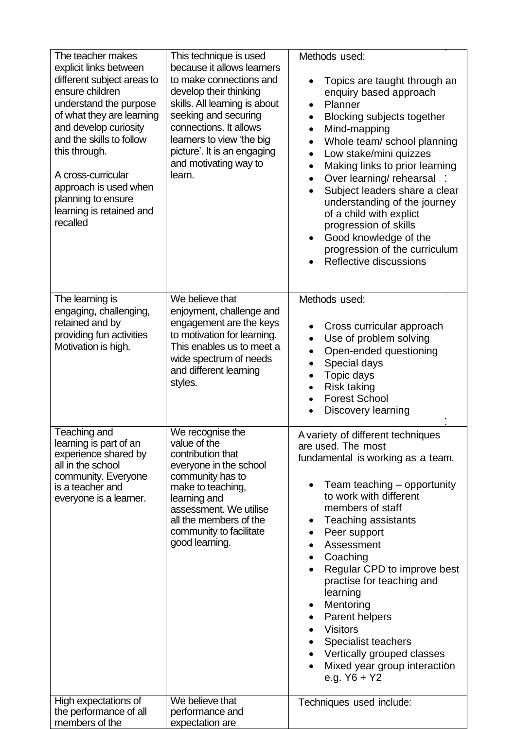| | | |
|---|---|---|
| The teacher makes explicit links between different subject areas to ensure children understand the purpose of what they are learning and develop curiosity and the skills to follow this through.<br><br>A cross-curricular approach is used when planning to ensure learning is retained and recalled | This technique is used because it allows learners to make connections and develop their thinking skills. All learning is about seeking and securing connections. It allows learners to view 'the big picture'. It is an engaging and motivating way to learn. | Methods used:<br><br>• Topics are taught through an enquiry based approach<br>• Planner<br>• Blocking subjects together<br>• Mind-mapping<br>• Whole team/ school planning<br>• Low stake/mini quizzes<br>• Making links to prior learning<br>• Over learning/ rehearsal<br>• Subject leaders share a clear understanding of the journey of a child with explict progression of skills<br>• Good knowledge of the progression of the curriculum<br>• Reflective discussions |
| The learning is engaging, challenging, retained and by providing fun activities Motivation is high. | We believe that enjoyment, challenge and engagement are the keys to motivation for learning. This enables us to meet a wide spectrum of needs and different learning styles. | Methods used:<br><br>• Cross curricular approach<br>• Use of problem solving<br>• Open-ended questioning<br>• Special days<br>• Topic days<br>• Risk taking<br>• Forest School<br>• Discovery learning |
| Teaching and learning is part of an experience shared by all in the school community. Everyone is a teacher and everyone is a learner. | We recognise the value of the contribution that everyone in the school community has to make to teaching, learning and assessment. We utilise all the members of the community to facilitate good learning. | A variety of different techniques are used. The most fundamental is working as a team.<br><br>• Team teaching – opportunity to work with different members of staff<br>• Teaching assistants<br>• Peer support<br>• Assessment<br>• Coaching<br>• Regular CPD to improve best practise for teaching and learning<br>• Mentoring<br>• Parent helpers<br>• Visitors<br>• Specialist teachers<br>• Vertically grouped classes<br>• Mixed year group interaction e.g. Y6 + Y2 |
| High expectations of the performance of all members of the | We believe that performance and expectation are | Techniques used include: |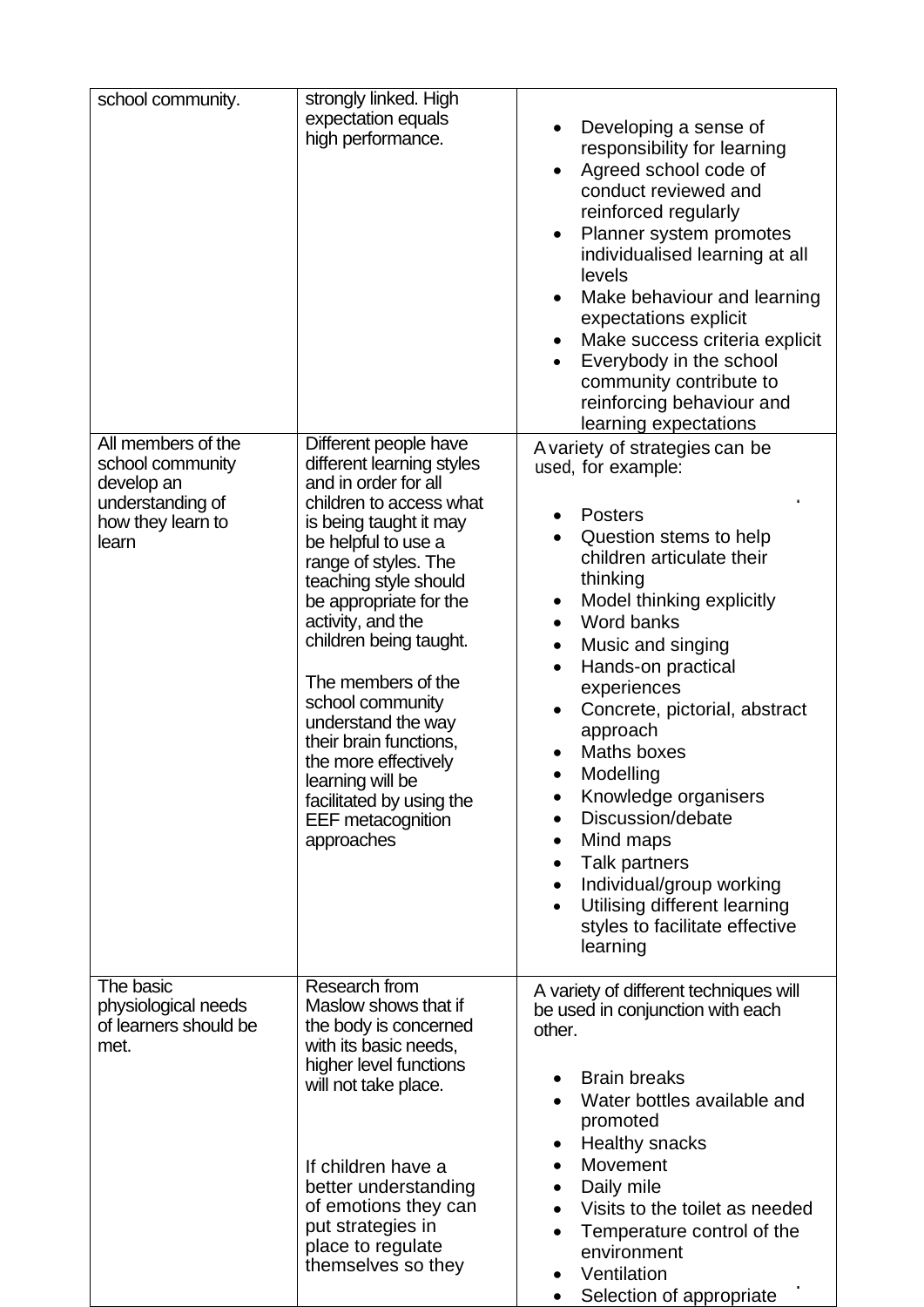| | | |
|---|---|---|
| school community. | strongly linked. High expectation equals high performance. | <ul><li>Developing a sense of responsibility for learning</li><li>Agreed school code of conduct reviewed and reinforced regularly</li><li>Planner system promotes individualised learning at all levels</li><li>Make behaviour and learning expectations explicit</li><li>Make success criteria explicit</li><li>Everybody in the school community contribute to reinforcing behaviour and learning expectations</li></ul> |
| All members of the school community develop an understanding of how they learn to learn | Different people have different learning styles and in order for all children to access what is being taught it may be helpful to use a range of styles. The teaching style should be appropriate for the activity, and the children being taught.<br><br>The members of the school community understand the way their brain functions, the more effectively learning will be facilitated by using the EEF metacognition approaches | A variety of strategies can be used, for example:<br><ul><li>Posters</li><li>Question stems to help children articulate their thinking</li><li>Model thinking explicitly</li><li>Word banks</li><li>Music and singing</li><li>Hands-on practical experiences</li><li>Concrete, pictorial, abstract approach</li><li>Maths boxes</li><li>Modelling</li><li>Knowledge organisers</li><li>Discussion/debate</li><li>Mind maps</li><li>Talk partners</li><li>Individual/group working</li><li>Utilising different learning styles to facilitate effective learning</li></ul> |
| The basic physiological needs of learners should be met. | Research from Maslow shows that if the body is concerned with its basic needs, higher level functions will not take place.<br><br>If children have a better understanding of emotions they can put strategies in place to regulate themselves so they | A variety of different techniques will be used in conjunction with each other.<br><ul><li>Brain breaks</li><li>Water bottles available and promoted</li><li>Healthy snacks</li><li>Movement</li><li>Daily mile</li><li>Visits to the toilet as needed</li><li>Temperature control of the environment</li><li>Ventilation</li><li>Selection of appropriate</li></ul> |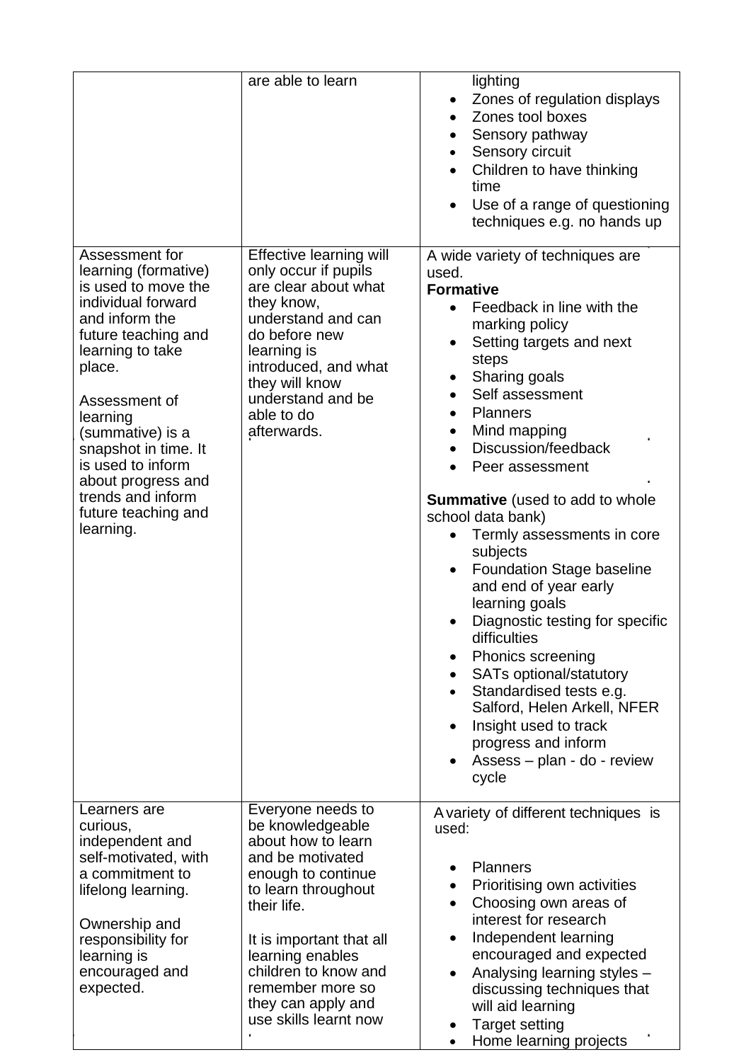|  |  |  |
|---|---|---|
|  | are able to learn | lighting<br>• Zones of regulation displays<br>• Zones tool boxes<br>• Sensory pathway<br>• Sensory circuit<br>• Children to have thinking time<br>• Use of a range of questioning techniques e.g. no hands up |
| Assessment for learning (formative) is used to move the individual forward and inform the future teaching and learning to take place.<br><br>Assessment of learning (summative) is a snapshot in time. It is used to inform about progress and trends and inform future teaching and learning. | Effective learning will only occur if pupils are clear about what they know, understand and can do before new learning is introduced, and what they will know understand and be able to do afterwards. | A wide variety of techniques are used.<br>**Formative**<br>• Feedback in line with the marking policy<br>• Setting targets and next steps<br>• Sharing goals<br>• Self assessment<br>• Planners<br>• Mind mapping<br>• Discussion/feedback<br>• Peer assessment<br><br>**Summative** (used to add to whole school data bank)<br>• Termly assessments in core subjects<br>• Foundation Stage baseline and end of year early learning goals<br>• Diagnostic testing for specific difficulties<br>• Phonics screening<br>• SATs optional/statutory<br>• Standardised tests e.g. Salford, Helen Arkell, NFER<br>• Insight used to track progress and inform<br>• Assess – plan - do - review cycle |
| Learners are curious, independent and self-motivated, with a commitment to lifelong learning.<br><br>Ownership and responsibility for learning is encouraged and expected. | Everyone needs to be knowledgeable about how to learn and be motivated enough to continue to learn throughout their life.<br><br>It is important that all learning enables children to know and remember more so they can apply and use skills learnt now | A variety of different techniques is used:<br><br>• Planners<br>• Prioritising own activities<br>• Choosing own areas of interest for research<br>• Independent learning encouraged and expected<br>• Analysing learning styles – discussing techniques that will aid learning<br>• Target setting<br>• Home learning projects |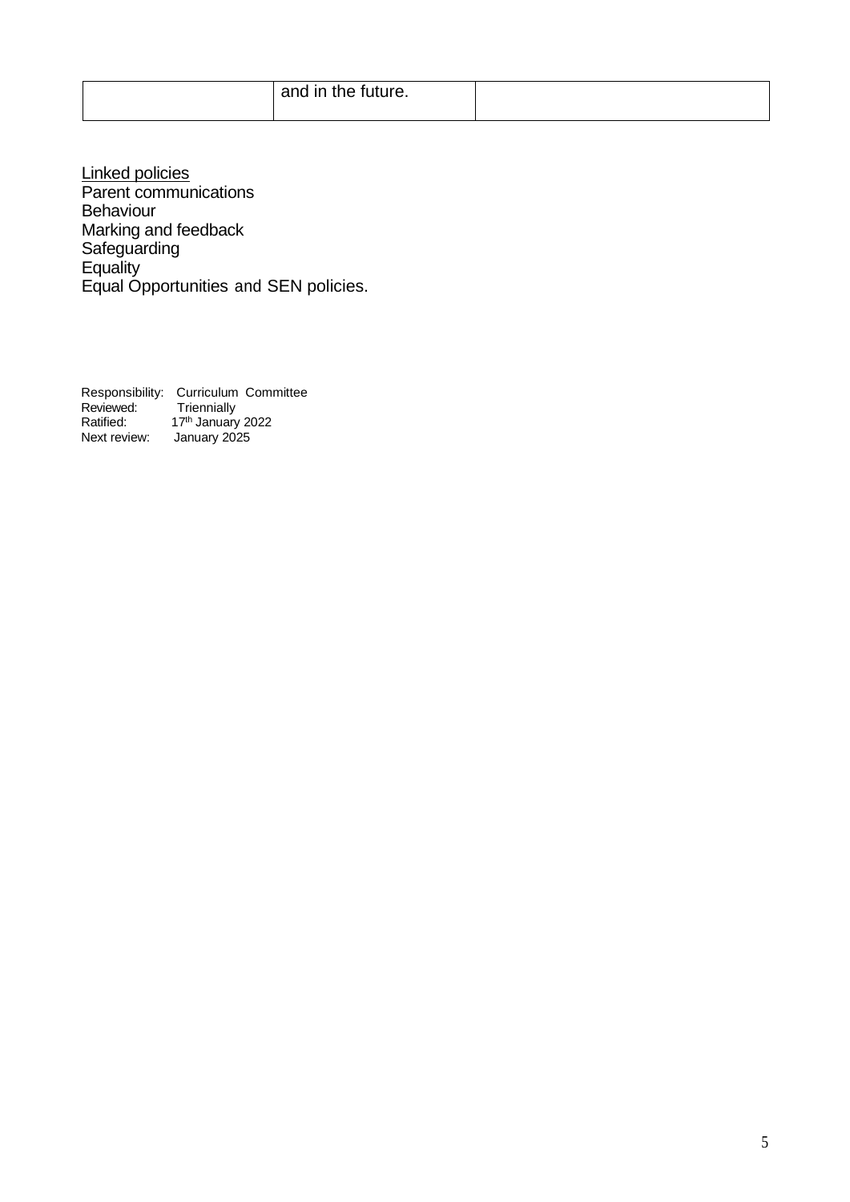| | | |
|---|---|---|
| | and in the future. | |

<u>Linked policies</u>
Parent communications
Behaviour
Marking and feedback
Safeguarding
Equality
Equal Opportunities and SEN policies.

Responsibility: Curriculum Committee
Reviewed: Triennially
Ratified: 17th January 2022
Next review: January 2025